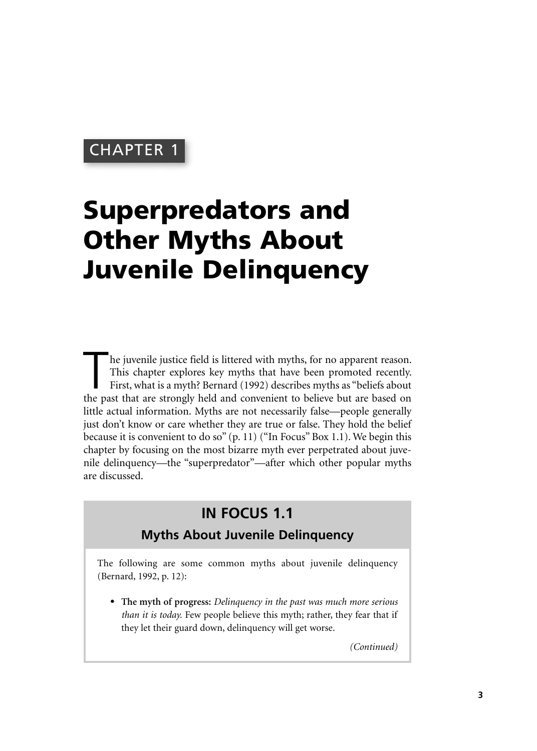CHAPTER 1

# Superpredators and Other Myths About Juvenile Delinquency

The juvenile justice field is littered with myths, for no apparent reason. This chapter explores key myths that have been promoted recently. First, what is a myth? Bernard (1992) describes myths as "beliefs about the past that are strongly held and convenient to believe but are based on little actual information. Myths are not necessarily false—people generally just don't know or care whether they are true or false. They hold the belief because it is convenient to do so" (p. 11) ("In Focus" Box 1.1). We begin this chapter by focusing on the most bizarre myth ever perpetrated about juvenile delinquency—the "superpredator"—after which other popular myths are discussed.

## IN FOCUS 1.1

### Myths About Juvenile Delinquency

The following are some common myths about juvenile delinquency (Bernard, 1992, p. 12):

- **The myth of progress:** *Delinquency in the past was much more serious than it is today.* Few people believe this myth; rather, they fear that if they let their guard down, delinquency will get worse.

*(Continued)*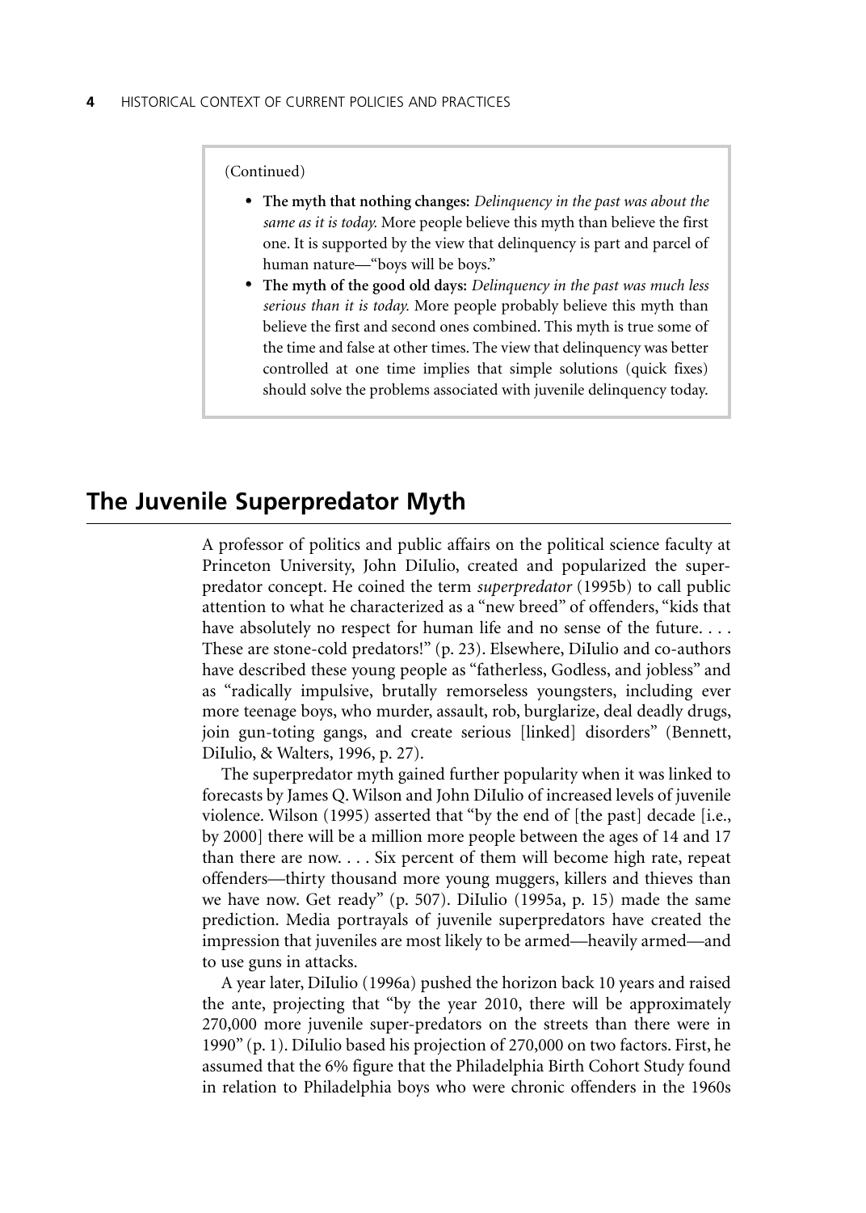(Continued)

- **The myth that nothing changes:** *Delinquency in the past was about the same as it is today.* More people believe this myth than believe the first one. It is supported by the view that delinquency is part and parcel of human nature—"boys will be boys."
- **The myth of the good old days:** *Delinquency in the past was much less serious than it is today.* More people probably believe this myth than believe the first and second ones combined. This myth is true some of the time and false at other times. The view that delinquency was better controlled at one time implies that simple solutions (quick fixes) should solve the problems associated with juvenile delinquency today.

## The Juvenile Superpredator Myth

A professor of politics and public affairs on the political science faculty at Princeton University, John DiIulio, created and popularized the superpredator concept. He coined the term *superpredator* (1995b) to call public attention to what he characterized as a "new breed" of offenders, "kids that have absolutely no respect for human life and no sense of the future. . . . These are stone-cold predators!" (p. 23). Elsewhere, DiIulio and co-authors have described these young people as "fatherless, Godless, and jobless" and as "radically impulsive, brutally remorseless youngsters, including ever more teenage boys, who murder, assault, rob, burglarize, deal deadly drugs, join gun-toting gangs, and create serious [linked] disorders" (Bennett, DiIulio, & Walters, 1996, p. 27).

The superpredator myth gained further popularity when it was linked to forecasts by James Q. Wilson and John DiIulio of increased levels of juvenile violence. Wilson (1995) asserted that "by the end of [the past] decade [i.e., by 2000] there will be a million more people between the ages of 14 and 17 than there are now. . . . Six percent of them will become high rate, repeat offenders—thirty thousand more young muggers, killers and thieves than we have now. Get ready" (p. 507). DiIulio (1995a, p. 15) made the same prediction. Media portrayals of juvenile superpredators have created the impression that juveniles are most likely to be armed—heavily armed—and to use guns in attacks.

A year later, DiIulio (1996a) pushed the horizon back 10 years and raised the ante, projecting that "by the year 2010, there will be approximately 270,000 more juvenile super-predators on the streets than there were in 1990" (p. 1). DiIulio based his projection of 270,000 on two factors. First, he assumed that the 6% figure that the Philadelphia Birth Cohort Study found in relation to Philadelphia boys who were chronic offenders in the 1960s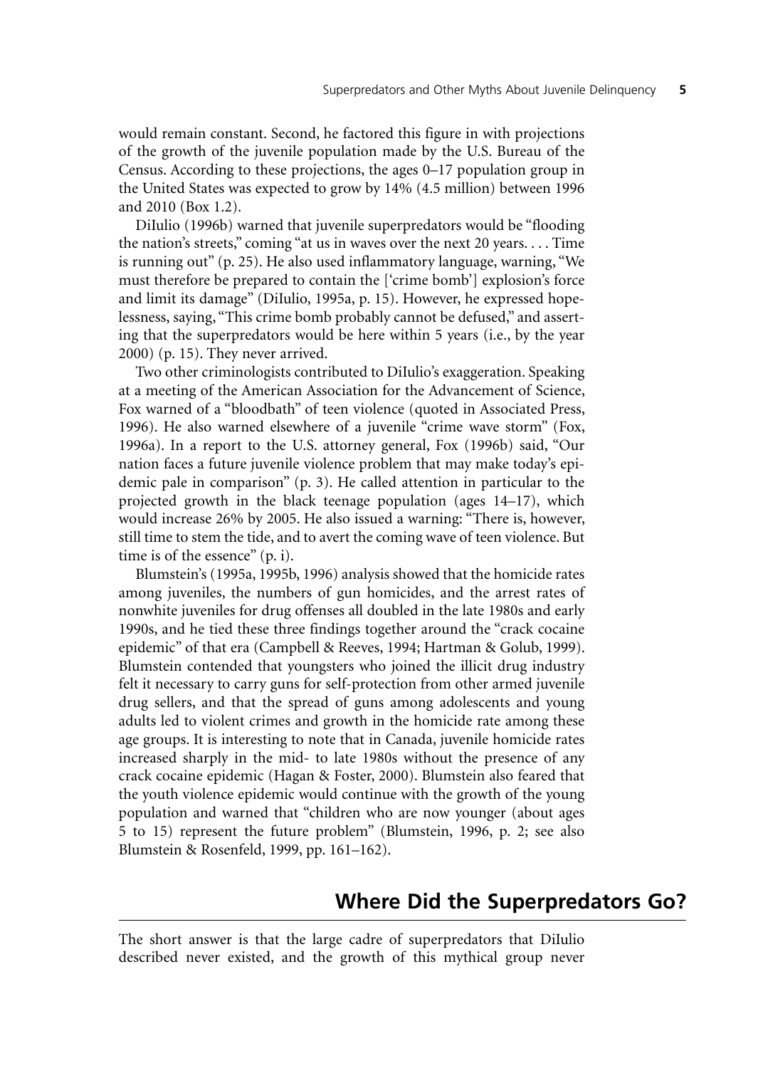would remain constant. Second, he factored this figure in with projections of the growth of the juvenile population made by the U.S. Bureau of the Census. According to these projections, the ages 0–17 population group in the United States was expected to grow by 14% (4.5 million) between 1996 and 2010 (Box 1.2).

DiIulio (1996b) warned that juvenile superpredators would be "flooding the nation's streets," coming "at us in waves over the next 20 years. . . . Time is running out" (p. 25). He also used inflammatory language, warning, "We must therefore be prepared to contain the ['crime bomb'] explosion's force and limit its damage" (DiIulio, 1995a, p. 15). However, he expressed hopelessness, saying, "This crime bomb probably cannot be defused," and asserting that the superpredators would be here within 5 years (i.e., by the year 2000) (p. 15). They never arrived.

Two other criminologists contributed to DiIulio's exaggeration. Speaking at a meeting of the American Association for the Advancement of Science, Fox warned of a "bloodbath" of teen violence (quoted in Associated Press, 1996). He also warned elsewhere of a juvenile "crime wave storm" (Fox, 1996a). In a report to the U.S. attorney general, Fox (1996b) said, "Our nation faces a future juvenile violence problem that may make today's epidemic pale in comparison" (p. 3). He called attention in particular to the projected growth in the black teenage population (ages 14–17), which would increase 26% by 2005. He also issued a warning: "There is, however, still time to stem the tide, and to avert the coming wave of teen violence. But time is of the essence" (p. i).

Blumstein's (1995a, 1995b, 1996) analysis showed that the homicide rates among juveniles, the numbers of gun homicides, and the arrest rates of nonwhite juveniles for drug offenses all doubled in the late 1980s and early 1990s, and he tied these three findings together around the "crack cocaine epidemic" of that era (Campbell & Reeves, 1994; Hartman & Golub, 1999). Blumstein contended that youngsters who joined the illicit drug industry felt it necessary to carry guns for self-protection from other armed juvenile drug sellers, and that the spread of guns among adolescents and young adults led to violent crimes and growth in the homicide rate among these age groups. It is interesting to note that in Canada, juvenile homicide rates increased sharply in the mid- to late 1980s without the presence of any crack cocaine epidemic (Hagan & Foster, 2000). Blumstein also feared that the youth violence epidemic would continue with the growth of the young population and warned that "children who are now younger (about ages 5 to 15) represent the future problem" (Blumstein, 1996, p. 2; see also Blumstein & Rosenfeld, 1999, pp. 161–162).

## Where Did the Superpredators Go?

The short answer is that the large cadre of superpredators that DiIulio described never existed, and the growth of this mythical group never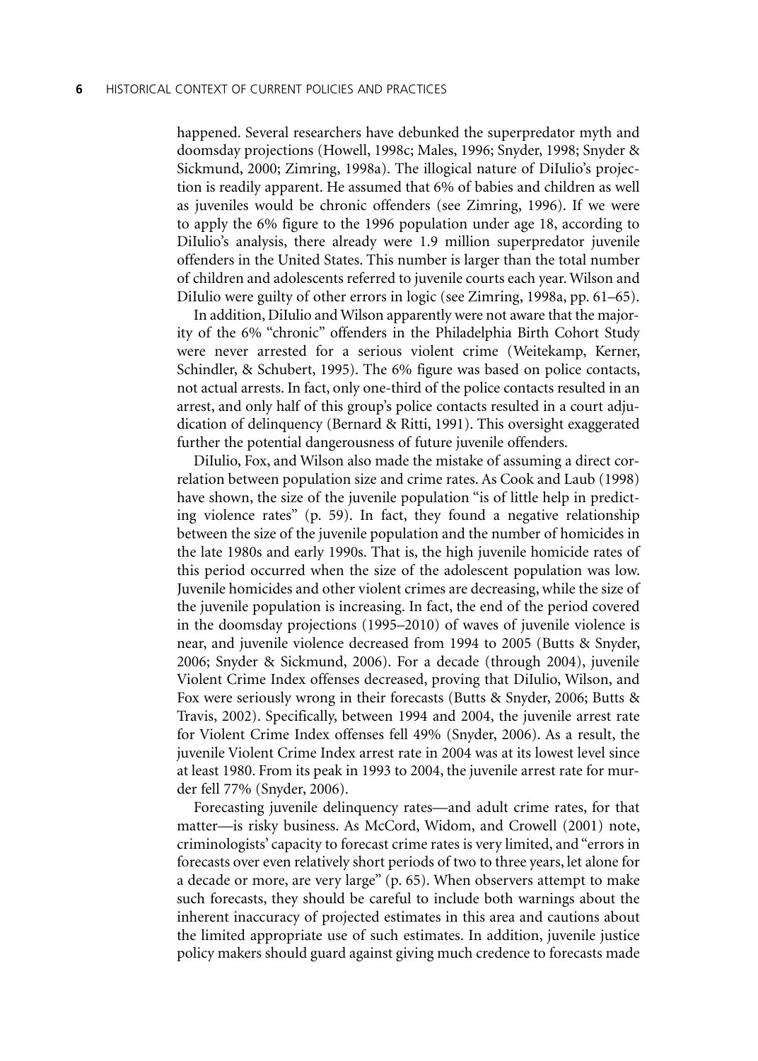happened. Several researchers have debunked the superpredator myth and doomsday projections (Howell, 1998c; Males, 1996; Snyder, 1998; Snyder & Sickmund, 2000; Zimring, 1998a). The illogical nature of DiIulio's projection is readily apparent. He assumed that 6% of babies and children as well as juveniles would be chronic offenders (see Zimring, 1996). If we were to apply the 6% figure to the 1996 population under age 18, according to DiIulio's analysis, there already were 1.9 million superpredator juvenile offenders in the United States. This number is larger than the total number of children and adolescents referred to juvenile courts each year. Wilson and DiIulio were guilty of other errors in logic (see Zimring, 1998a, pp. 61–65).

In addition, DiIulio and Wilson apparently were not aware that the majority of the 6% "chronic" offenders in the Philadelphia Birth Cohort Study were never arrested for a serious violent crime (Weitekamp, Kerner, Schindler, & Schubert, 1995). The 6% figure was based on police contacts, not actual arrests. In fact, only one-third of the police contacts resulted in an arrest, and only half of this group's police contacts resulted in a court adjudication of delinquency (Bernard & Ritti, 1991). This oversight exaggerated further the potential dangerousness of future juvenile offenders.

DiIulio, Fox, and Wilson also made the mistake of assuming a direct correlation between population size and crime rates. As Cook and Laub (1998) have shown, the size of the juvenile population "is of little help in predicting violence rates" (p. 59). In fact, they found a negative relationship between the size of the juvenile population and the number of homicides in the late 1980s and early 1990s. That is, the high juvenile homicide rates of this period occurred when the size of the adolescent population was low. Juvenile homicides and other violent crimes are decreasing, while the size of the juvenile population is increasing. In fact, the end of the period covered in the doomsday projections (1995–2010) of waves of juvenile violence is near, and juvenile violence decreased from 1994 to 2005 (Butts & Snyder, 2006; Snyder & Sickmund, 2006). For a decade (through 2004), juvenile Violent Crime Index offenses decreased, proving that DiIulio, Wilson, and Fox were seriously wrong in their forecasts (Butts & Snyder, 2006; Butts & Travis, 2002). Specifically, between 1994 and 2004, the juvenile arrest rate for Violent Crime Index offenses fell 49% (Snyder, 2006). As a result, the juvenile Violent Crime Index arrest rate in 2004 was at its lowest level since at least 1980. From its peak in 1993 to 2004, the juvenile arrest rate for murder fell 77% (Snyder, 2006).

Forecasting juvenile delinquency rates—and adult crime rates, for that matter—is risky business. As McCord, Widom, and Crowell (2001) note, criminologists' capacity to forecast crime rates is very limited, and "errors in forecasts over even relatively short periods of two to three years, let alone for a decade or more, are very large" (p. 65). When observers attempt to make such forecasts, they should be careful to include both warnings about the inherent inaccuracy of projected estimates in this area and cautions about the limited appropriate use of such estimates. In addition, juvenile justice policy makers should guard against giving much credence to forecasts made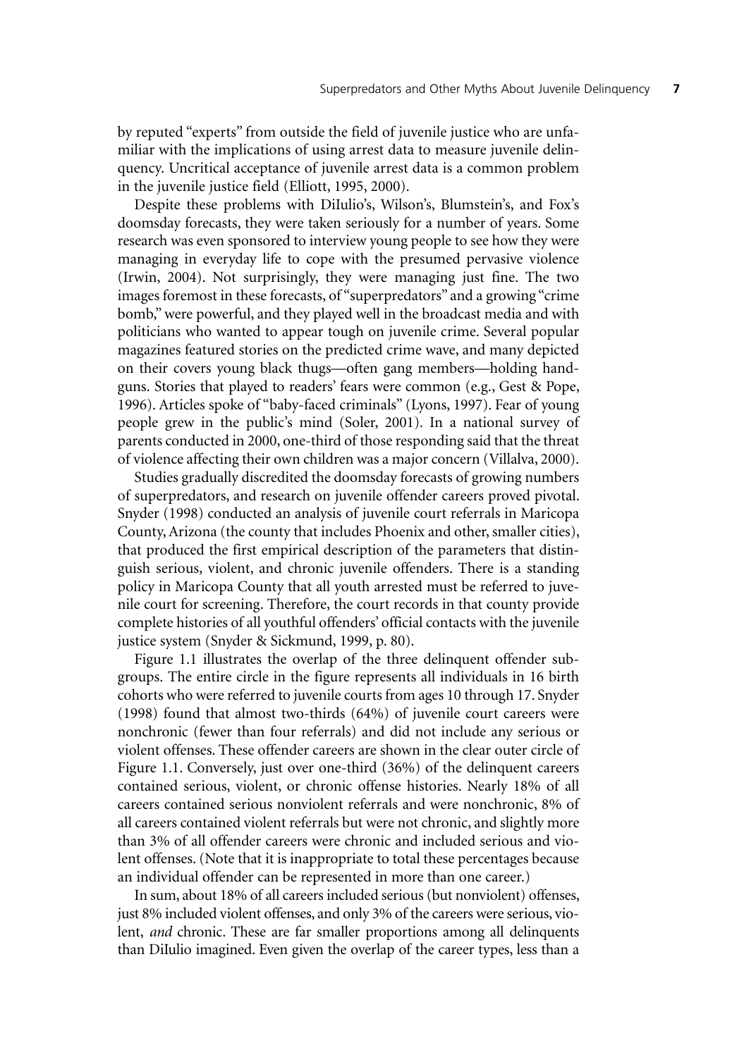by reputed "experts" from outside the field of juvenile justice who are unfamiliar with the implications of using arrest data to measure juvenile delinquency. Uncritical acceptance of juvenile arrest data is a common problem in the juvenile justice field (Elliott, 1995, 2000).

Despite these problems with DiIulio's, Wilson's, Blumstein's, and Fox's doomsday forecasts, they were taken seriously for a number of years. Some research was even sponsored to interview young people to see how they were managing in everyday life to cope with the presumed pervasive violence (Irwin, 2004). Not surprisingly, they were managing just fine. The two images foremost in these forecasts, of "superpredators" and a growing "crime bomb," were powerful, and they played well in the broadcast media and with politicians who wanted to appear tough on juvenile crime. Several popular magazines featured stories on the predicted crime wave, and many depicted on their covers young black thugs—often gang members—holding handguns. Stories that played to readers' fears were common (e.g., Gest & Pope, 1996). Articles spoke of "baby-faced criminals" (Lyons, 1997). Fear of young people grew in the public's mind (Soler, 2001). In a national survey of parents conducted in 2000, one-third of those responding said that the threat of violence affecting their own children was a major concern (Villalva, 2000).

Studies gradually discredited the doomsday forecasts of growing numbers of superpredators, and research on juvenile offender careers proved pivotal. Snyder (1998) conducted an analysis of juvenile court referrals in Maricopa County, Arizona (the county that includes Phoenix and other, smaller cities), that produced the first empirical description of the parameters that distinguish serious, violent, and chronic juvenile offenders. There is a standing policy in Maricopa County that all youth arrested must be referred to juvenile court for screening. Therefore, the court records in that county provide complete histories of all youthful offenders' official contacts with the juvenile justice system (Snyder & Sickmund, 1999, p. 80).

Figure 1.1 illustrates the overlap of the three delinquent offender subgroups. The entire circle in the figure represents all individuals in 16 birth cohorts who were referred to juvenile courts from ages 10 through 17. Snyder (1998) found that almost two-thirds (64%) of juvenile court careers were nonchronic (fewer than four referrals) and did not include any serious or violent offenses. These offender careers are shown in the clear outer circle of Figure 1.1. Conversely, just over one-third (36%) of the delinquent careers contained serious, violent, or chronic offense histories. Nearly 18% of all careers contained serious nonviolent referrals and were nonchronic, 8% of all careers contained violent referrals but were not chronic, and slightly more than 3% of all offender careers were chronic and included serious and violent offenses. (Note that it is inappropriate to total these percentages because an individual offender can be represented in more than one career.)

In sum, about 18% of all careers included serious (but nonviolent) offenses, just 8% included violent offenses, and only 3% of the careers were serious, violent, *and* chronic. These are far smaller proportions among all delinquents than DiIulio imagined. Even given the overlap of the career types, less than a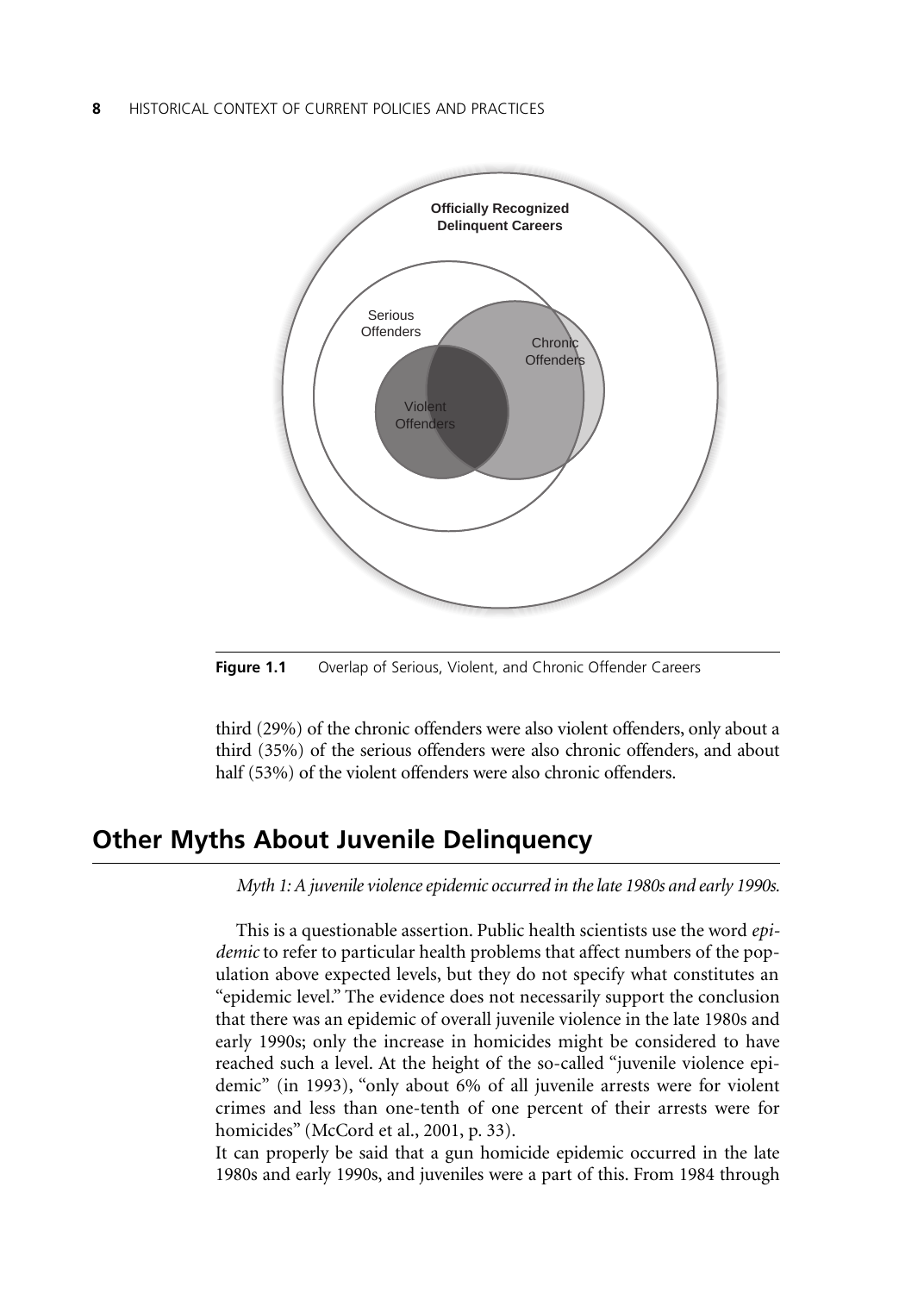**Figure 1.1** Overlap of Serious, Violent, and Chronic Offender Careers

third (29%) of the chronic offenders were also violent offenders, only about a third (35%) of the serious offenders were also chronic offenders, and about half (53%) of the violent offenders were also chronic offenders.

## Other Myths About Juvenile Delinquency

*Myth 1: A juvenile violence epidemic occurred in the late 1980s and early 1990s.*

This is a questionable assertion. Public health scientists use the word *epidemic* to refer to particular health problems that affect numbers of the population above expected levels, but they do not specify what constitutes an "epidemic level." The evidence does not necessarily support the conclusion that there was an epidemic of overall juvenile violence in the late 1980s and early 1990s; only the increase in homicides might be considered to have reached such a level. At the height of the so-called "juvenile violence epidemic" (in 1993), "only about 6% of all juvenile arrests were for violent crimes and less than one-tenth of one percent of their arrests were for homicides" (McCord et al., 2001, p. 33).

It can properly be said that a gun homicide epidemic occurred in the late 1980s and early 1990s, and juveniles were a part of this. From 1984 through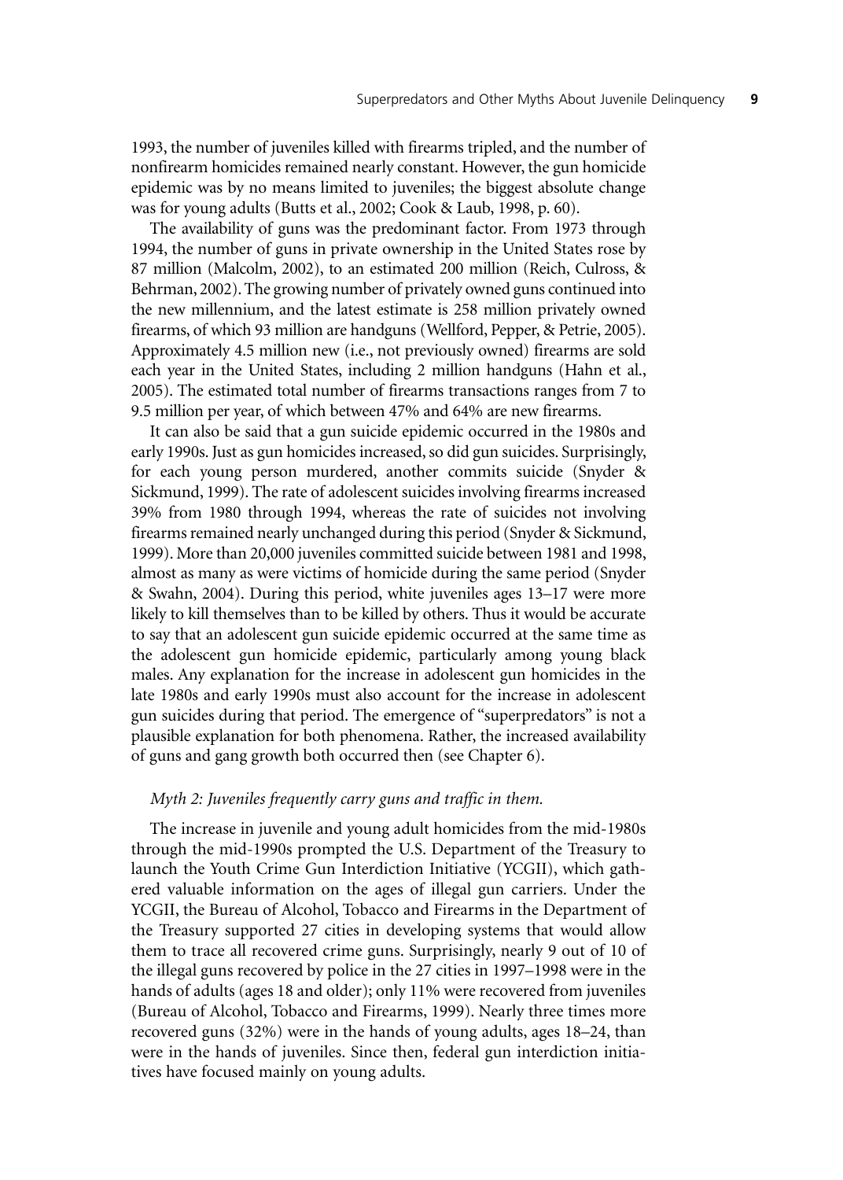1993, the number of juveniles killed with firearms tripled, and the number of nonfirearm homicides remained nearly constant. However, the gun homicide epidemic was by no means limited to juveniles; the biggest absolute change was for young adults (Butts et al., 2002; Cook & Laub, 1998, p. 60).

The availability of guns was the predominant factor. From 1973 through 1994, the number of guns in private ownership in the United States rose by 87 million (Malcolm, 2002), to an estimated 200 million (Reich, Culross, & Behrman, 2002). The growing number of privately owned guns continued into the new millennium, and the latest estimate is 258 million privately owned firearms, of which 93 million are handguns (Wellford, Pepper, & Petrie, 2005). Approximately 4.5 million new (i.e., not previously owned) firearms are sold each year in the United States, including 2 million handguns (Hahn et al., 2005). The estimated total number of firearms transactions ranges from 7 to 9.5 million per year, of which between 47% and 64% are new firearms.

It can also be said that a gun suicide epidemic occurred in the 1980s and early 1990s. Just as gun homicides increased, so did gun suicides. Surprisingly, for each young person murdered, another commits suicide (Snyder & Sickmund, 1999). The rate of adolescent suicides involving firearms increased 39% from 1980 through 1994, whereas the rate of suicides not involving firearms remained nearly unchanged during this period (Snyder & Sickmund, 1999). More than 20,000 juveniles committed suicide between 1981 and 1998, almost as many as were victims of homicide during the same period (Snyder & Swahn, 2004). During this period, white juveniles ages 13–17 were more likely to kill themselves than to be killed by others. Thus it would be accurate to say that an adolescent gun suicide epidemic occurred at the same time as the adolescent gun homicide epidemic, particularly among young black males. Any explanation for the increase in adolescent gun homicides in the late 1980s and early 1990s must also account for the increase in adolescent gun suicides during that period. The emergence of "superpredators" is not a plausible explanation for both phenomena. Rather, the increased availability of guns and gang growth both occurred then (see Chapter 6).

*Myth 2: Juveniles frequently carry guns and traffic in them.*

The increase in juvenile and young adult homicides from the mid-1980s through the mid-1990s prompted the U.S. Department of the Treasury to launch the Youth Crime Gun Interdiction Initiative (YCGII), which gathered valuable information on the ages of illegal gun carriers. Under the YCGII, the Bureau of Alcohol, Tobacco and Firearms in the Department of the Treasury supported 27 cities in developing systems that would allow them to trace all recovered crime guns. Surprisingly, nearly 9 out of 10 of the illegal guns recovered by police in the 27 cities in 1997–1998 were in the hands of adults (ages 18 and older); only 11% were recovered from juveniles (Bureau of Alcohol, Tobacco and Firearms, 1999). Nearly three times more recovered guns (32%) were in the hands of young adults, ages 18–24, than were in the hands of juveniles. Since then, federal gun interdiction initiatives have focused mainly on young adults.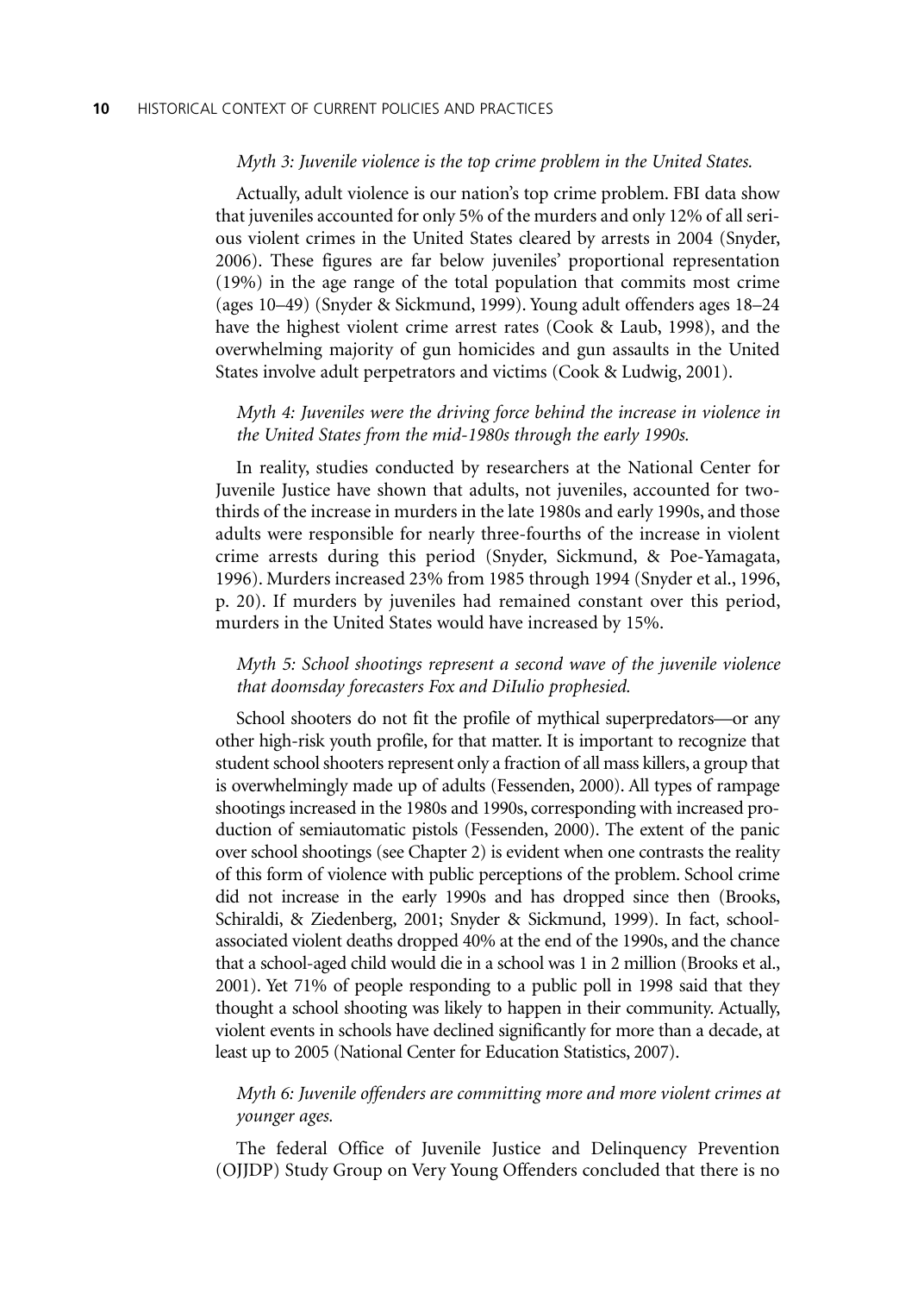*Myth 3: Juvenile violence is the top crime problem in the United States.*

Actually, adult violence is our nation's top crime problem. FBI data show that juveniles accounted for only 5% of the murders and only 12% of all serious violent crimes in the United States cleared by arrests in 2004 (Snyder, 2006). These figures are far below juveniles' proportional representation (19%) in the age range of the total population that commits most crime (ages 10–49) (Snyder & Sickmund, 1999). Young adult offenders ages 18–24 have the highest violent crime arrest rates (Cook & Laub, 1998), and the overwhelming majority of gun homicides and gun assaults in the United States involve adult perpetrators and victims (Cook & Ludwig, 2001).

*Myth 4: Juveniles were the driving force behind the increase in violence in the United States from the mid-1980s through the early 1990s.*

In reality, studies conducted by researchers at the National Center for Juvenile Justice have shown that adults, not juveniles, accounted for two-thirds of the increase in murders in the late 1980s and early 1990s, and those adults were responsible for nearly three-fourths of the increase in violent crime arrests during this period (Snyder, Sickmund, & Poe-Yamagata, 1996). Murders increased 23% from 1985 through 1994 (Snyder et al., 1996, p. 20). If murders by juveniles had remained constant over this period, murders in the United States would have increased by 15%.

*Myth 5: School shootings represent a second wave of the juvenile violence that doomsday forecasters Fox and DiIulio prophesied.*

School shooters do not fit the profile of mythical superpredators—or any other high-risk youth profile, for that matter. It is important to recognize that student school shooters represent only a fraction of all mass killers, a group that is overwhelmingly made up of adults (Fessenden, 2000). All types of rampage shootings increased in the 1980s and 1990s, corresponding with increased production of semiautomatic pistols (Fessenden, 2000). The extent of the panic over school shootings (see Chapter 2) is evident when one contrasts the reality of this form of violence with public perceptions of the problem. School crime did not increase in the early 1990s and has dropped since then (Brooks, Schiraldi, & Ziedenberg, 2001; Snyder & Sickmund, 1999). In fact, school-associated violent deaths dropped 40% at the end of the 1990s, and the chance that a school-aged child would die in a school was 1 in 2 million (Brooks et al., 2001). Yet 71% of people responding to a public poll in 1998 said that they thought a school shooting was likely to happen in their community. Actually, violent events in schools have declined significantly for more than a decade, at least up to 2005 (National Center for Education Statistics, 2007).

*Myth 6: Juvenile offenders are committing more and more violent crimes at younger ages.*

The federal Office of Juvenile Justice and Delinquency Prevention (OJJDP) Study Group on Very Young Offenders concluded that there is no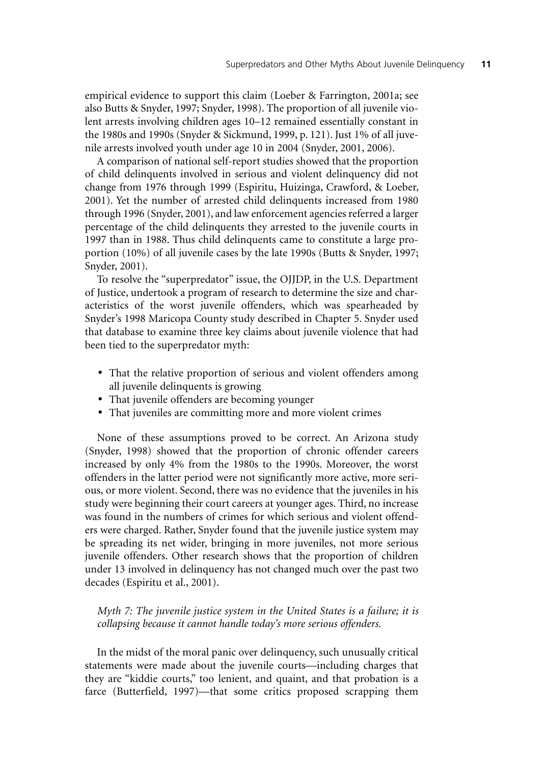empirical evidence to support this claim (Loeber & Farrington, 2001a; see also Butts & Snyder, 1997; Snyder, 1998). The proportion of all juvenile violent arrests involving children ages 10–12 remained essentially constant in the 1980s and 1990s (Snyder & Sickmund, 1999, p. 121). Just 1% of all juvenile arrests involved youth under age 10 in 2004 (Snyder, 2001, 2006).

A comparison of national self-report studies showed that the proportion of child delinquents involved in serious and violent delinquency did not change from 1976 through 1999 (Espiritu, Huizinga, Crawford, & Loeber, 2001). Yet the number of arrested child delinquents increased from 1980 through 1996 (Snyder, 2001), and law enforcement agencies referred a larger percentage of the child delinquents they arrested to the juvenile courts in 1997 than in 1988. Thus child delinquents came to constitute a large proportion (10%) of all juvenile cases by the late 1990s (Butts & Snyder, 1997; Snyder, 2001).

To resolve the "superpredator" issue, the OJJDP, in the U.S. Department of Justice, undertook a program of research to determine the size and characteristics of the worst juvenile offenders, which was spearheaded by Snyder's 1998 Maricopa County study described in Chapter 5. Snyder used that database to examine three key claims about juvenile violence that had been tied to the superpredator myth:

- That the relative proportion of serious and violent offenders among all juvenile delinquents is growing
- That juvenile offenders are becoming younger
- That juveniles are committing more and more violent crimes

None of these assumptions proved to be correct. An Arizona study (Snyder, 1998) showed that the proportion of chronic offender careers increased by only 4% from the 1980s to the 1990s. Moreover, the worst offenders in the latter period were not significantly more active, more serious, or more violent. Second, there was no evidence that the juveniles in his study were beginning their court careers at younger ages. Third, no increase was found in the numbers of crimes for which serious and violent offenders were charged. Rather, Snyder found that the juvenile justice system may be spreading its net wider, bringing in more juveniles, not more serious juvenile offenders. Other research shows that the proportion of children under 13 involved in delinquency has not changed much over the past two decades (Espiritu et al., 2001).

*Myth 7: The juvenile justice system in the United States is a failure; it is collapsing because it cannot handle today's more serious offenders.*

In the midst of the moral panic over delinquency, such unusually critical statements were made about the juvenile courts—including charges that they are "kiddie courts," too lenient, and quaint, and that probation is a farce (Butterfield, 1997)—that some critics proposed scrapping them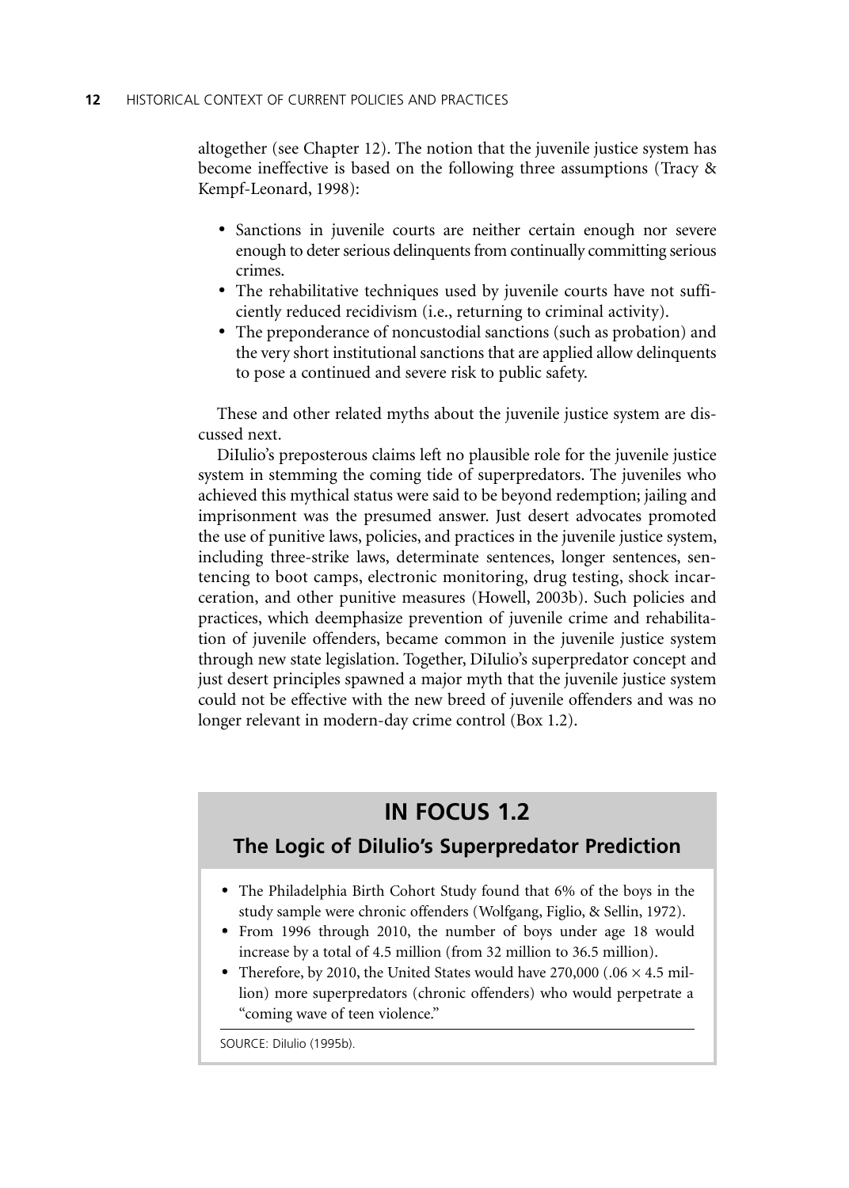altogether (see Chapter 12). The notion that the juvenile justice system has become ineffective is based on the following three assumptions (Tracy & Kempf-Leonard, 1998):

- Sanctions in juvenile courts are neither certain enough nor severe enough to deter serious delinquents from continually committing serious crimes.
- The rehabilitative techniques used by juvenile courts have not sufficiently reduced recidivism (i.e., returning to criminal activity).
- The preponderance of noncustodial sanctions (such as probation) and the very short institutional sanctions that are applied allow delinquents to pose a continued and severe risk to public safety.

These and other related myths about the juvenile justice system are discussed next.

DiIulio's preposterous claims left no plausible role for the juvenile justice system in stemming the coming tide of superpredators. The juveniles who achieved this mythical status were said to be beyond redemption; jailing and imprisonment was the presumed answer. Just desert advocates promoted the use of punitive laws, policies, and practices in the juvenile justice system, including three-strike laws, determinate sentences, longer sentences, sentencing to boot camps, electronic monitoring, drug testing, shock incarceration, and other punitive measures (Howell, 2003b). Such policies and practices, which deemphasize prevention of juvenile crime and rehabilitation of juvenile offenders, became common in the juvenile justice system through new state legislation. Together, DiIulio's superpredator concept and just desert principles spawned a major myth that the juvenile justice system could not be effective with the new breed of juvenile offenders and was no longer relevant in modern-day crime control (Box 1.2).

## IN FOCUS 1.2

### The Logic of DiIulio's Superpredator Prediction

- The Philadelphia Birth Cohort Study found that 6% of the boys in the study sample were chronic offenders (Wolfgang, Figlio, & Sellin, 1972).
- From 1996 through 2010, the number of boys under age 18 would increase by a total of 4.5 million (from 32 million to 36.5 million).
- Therefore, by 2010, the United States would have 270,000 ($.06 \times 4.5$ million) more superpredators (chronic offenders) who would perpetrate a "coming wave of teen violence."

SOURCE: DiIulio (1995b).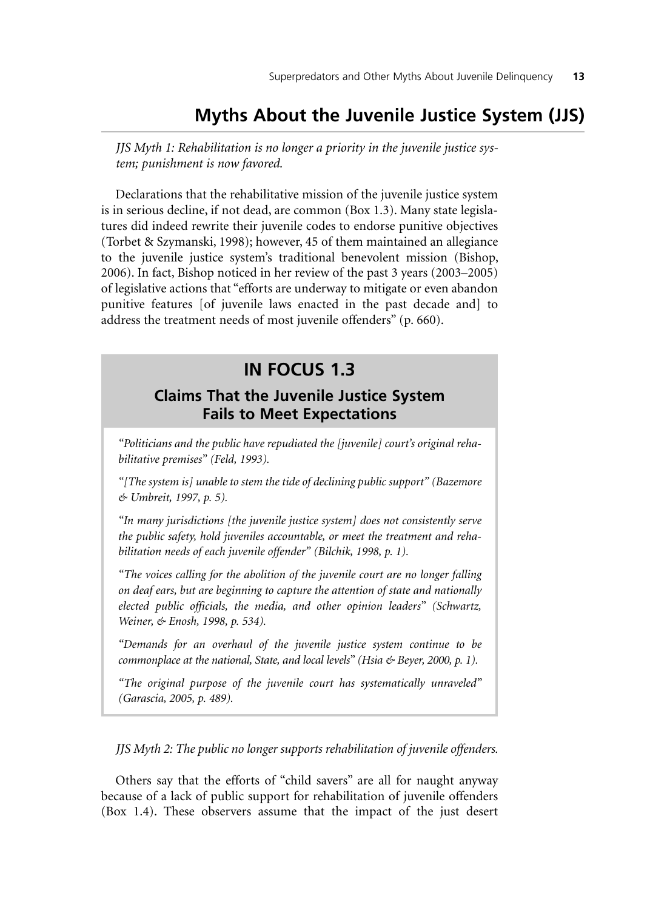## Myths About the Juvenile Justice System (JJS)

*JJS Myth 1: Rehabilitation is no longer a priority in the juvenile justice system; punishment is now favored.*

Declarations that the rehabilitative mission of the juvenile justice system is in serious decline, if not dead, are common (Box 1.3). Many state legislatures did indeed rewrite their juvenile codes to endorse punitive objectives (Torbet & Szymanski, 1998); however, 45 of them maintained an allegiance to the juvenile justice system's traditional benevolent mission (Bishop, 2006). In fact, Bishop noticed in her review of the past 3 years (2003–2005) of legislative actions that "efforts are underway to mitigate or even abandon punitive features [of juvenile laws enacted in the past decade and] to address the treatment needs of most juvenile offenders" (p. 660).

> **IN FOCUS 1.3**
>
> **Claims That the Juvenile Justice System Fails to Meet Expectations**
>
> *"Politicians and the public have repudiated the [juvenile] court's original rehabilitative premises" (Feld, 1993).*
>
> *"[The system is] unable to stem the tide of declining public support" (Bazemore & Umbreit, 1997, p. 5).*
>
> *"In many jurisdictions [the juvenile justice system] does not consistently serve the public safety, hold juveniles accountable, or meet the treatment and rehabilitation needs of each juvenile offender" (Bilchik, 1998, p. 1).*
>
> *"The voices calling for the abolition of the juvenile court are no longer falling on deaf ears, but are beginning to capture the attention of state and nationally elected public officials, the media, and other opinion leaders" (Schwartz, Weiner, & Enosh, 1998, p. 534).*
>
> *"Demands for an overhaul of the juvenile justice system continue to be commonplace at the national, State, and local levels" (Hsia & Beyer, 2000, p. 1).*
>
> *"The original purpose of the juvenile court has systematically unraveled" (Garascia, 2005, p. 489).*

*JJS Myth 2: The public no longer supports rehabilitation of juvenile offenders.*

Others say that the efforts of "child savers" are all for naught anyway because of a lack of public support for rehabilitation of juvenile offenders (Box 1.4). These observers assume that the impact of the just desert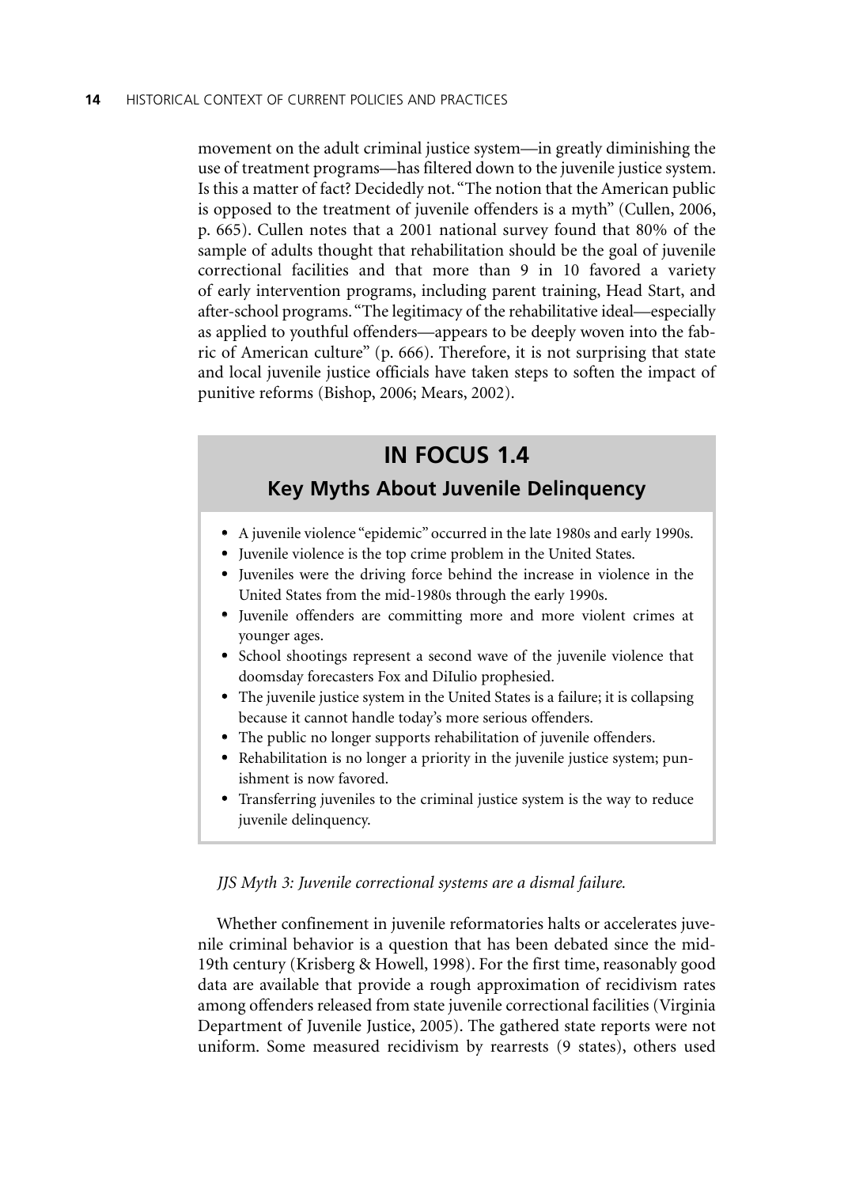movement on the adult criminal justice system—in greatly diminishing the use of treatment programs—has filtered down to the juvenile justice system. Is this a matter of fact? Decidedly not. "The notion that the American public is opposed to the treatment of juvenile offenders is a myth" (Cullen, 2006, p. 665). Cullen notes that a 2001 national survey found that 80% of the sample of adults thought that rehabilitation should be the goal of juvenile correctional facilities and that more than 9 in 10 favored a variety of early intervention programs, including parent training, Head Start, and after-school programs. "The legitimacy of the rehabilitative ideal—especially as applied to youthful offenders—appears to be deeply woven into the fabric of American culture" (p. 666). Therefore, it is not surprising that state and local juvenile justice officials have taken steps to soften the impact of punitive reforms (Bishop, 2006; Mears, 2002).

## IN FOCUS 1.4

### Key Myths About Juvenile Delinquency

- A juvenile violence "epidemic" occurred in the late 1980s and early 1990s.
- Juvenile violence is the top crime problem in the United States.
- Juveniles were the driving force behind the increase in violence in the United States from the mid-1980s through the early 1990s.
- Juvenile offenders are committing more and more violent crimes at younger ages.
- School shootings represent a second wave of the juvenile violence that doomsday forecasters Fox and DiIulio prophesied.
- The juvenile justice system in the United States is a failure; it is collapsing because it cannot handle today's more serious offenders.
- The public no longer supports rehabilitation of juvenile offenders.
- Rehabilitation is no longer a priority in the juvenile justice system; punishment is now favored.
- Transferring juveniles to the criminal justice system is the way to reduce juvenile delinquency.

*JJS Myth 3: Juvenile correctional systems are a dismal failure.*

Whether confinement in juvenile reformatories halts or accelerates juvenile criminal behavior is a question that has been debated since the mid-19th century (Krisberg & Howell, 1998). For the first time, reasonably good data are available that provide a rough approximation of recidivism rates among offenders released from state juvenile correctional facilities (Virginia Department of Juvenile Justice, 2005). The gathered state reports were not uniform. Some measured recidivism by rearrests (9 states), others used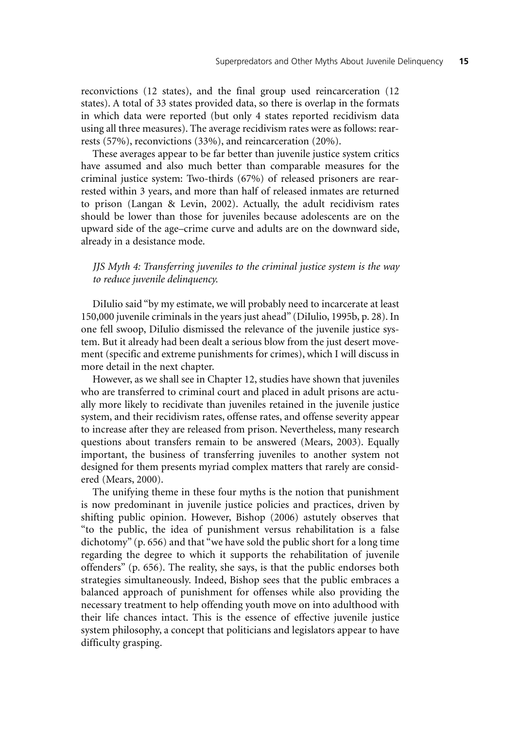reconvictions (12 states), and the final group used reincarceration (12 states). A total of 33 states provided data, so there is overlap in the formats in which data were reported (but only 4 states reported recidivism data using all three measures). The average recidivism rates were as follows: rearrests (57%), reconvictions (33%), and reincarceration (20%).

These averages appear to be far better than juvenile justice system critics have assumed and also much better than comparable measures for the criminal justice system: Two-thirds (67%) of released prisoners are rearrested within 3 years, and more than half of released inmates are returned to prison (Langan & Levin, 2002). Actually, the adult recidivism rates should be lower than those for juveniles because adolescents are on the upward side of the age–crime curve and adults are on the downward side, already in a desistance mode.

*JJS Myth 4: Transferring juveniles to the criminal justice system is the way to reduce juvenile delinquency.*

DiIulio said "by my estimate, we will probably need to incarcerate at least 150,000 juvenile criminals in the years just ahead" (DiIulio, 1995b, p. 28). In one fell swoop, DiIulio dismissed the relevance of the juvenile justice system. But it already had been dealt a serious blow from the just desert movement (specific and extreme punishments for crimes), which I will discuss in more detail in the next chapter.

However, as we shall see in Chapter 12, studies have shown that juveniles who are transferred to criminal court and placed in adult prisons are actually more likely to recidivate than juveniles retained in the juvenile justice system, and their recidivism rates, offense rates, and offense severity appear to increase after they are released from prison. Nevertheless, many research questions about transfers remain to be answered (Mears, 2003). Equally important, the business of transferring juveniles to another system not designed for them presents myriad complex matters that rarely are considered (Mears, 2000).

The unifying theme in these four myths is the notion that punishment is now predominant in juvenile justice policies and practices, driven by shifting public opinion. However, Bishop (2006) astutely observes that "to the public, the idea of punishment versus rehabilitation is a false dichotomy" (p. 656) and that "we have sold the public short for a long time regarding the degree to which it supports the rehabilitation of juvenile offenders" (p. 656). The reality, she says, is that the public endorses both strategies simultaneously. Indeed, Bishop sees that the public embraces a balanced approach of punishment for offenses while also providing the necessary treatment to help offending youth move on into adulthood with their life chances intact. This is the essence of effective juvenile justice system philosophy, a concept that politicians and legislators appear to have difficulty grasping.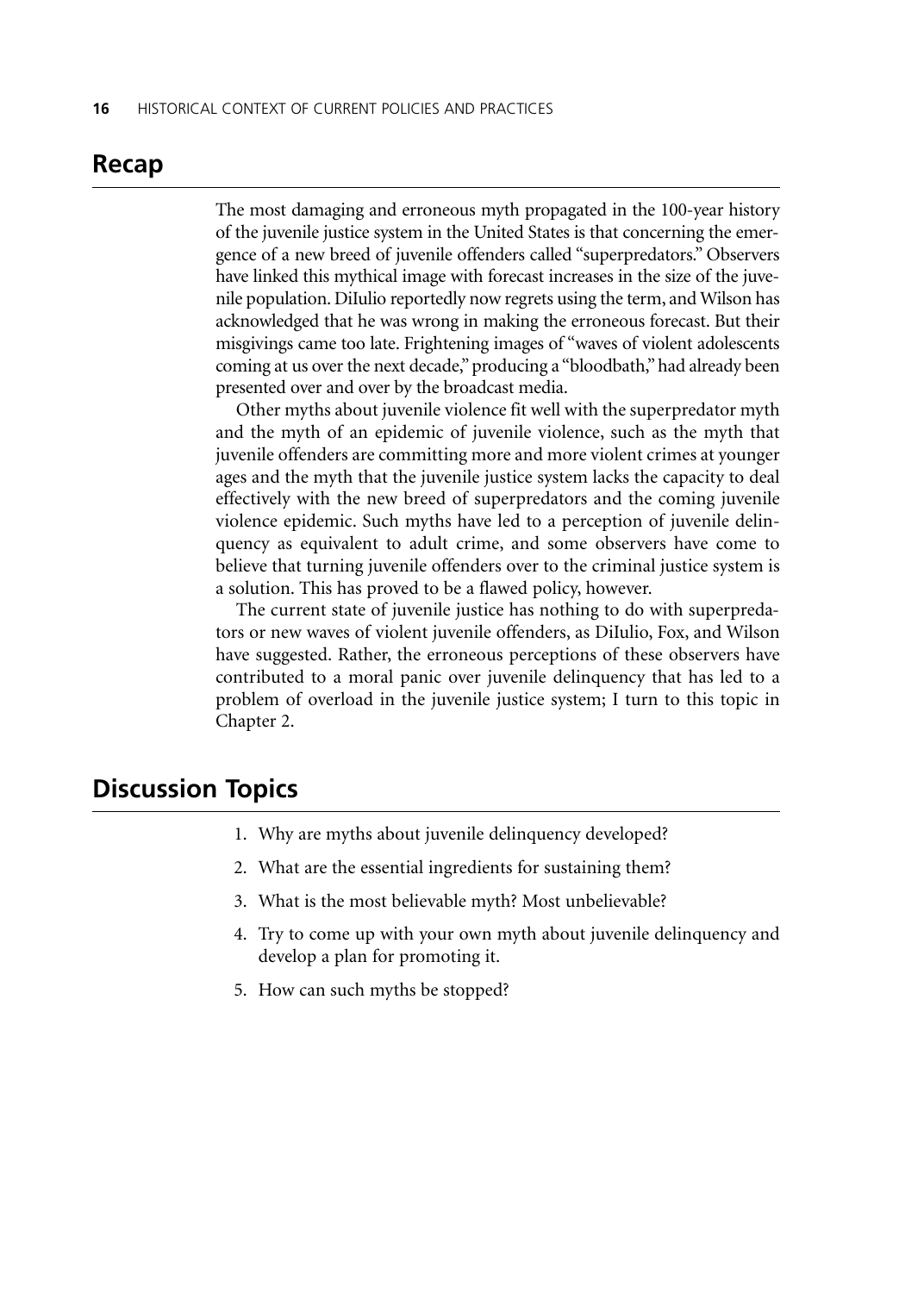## Recap

The most damaging and erroneous myth propagated in the 100-year history of the juvenile justice system in the United States is that concerning the emergence of a new breed of juvenile offenders called "superpredators." Observers have linked this mythical image with forecast increases in the size of the juvenile population. DiIulio reportedly now regrets using the term, and Wilson has acknowledged that he was wrong in making the erroneous forecast. But their misgivings came too late. Frightening images of "waves of violent adolescents coming at us over the next decade," producing a "bloodbath," had already been presented over and over by the broadcast media.

Other myths about juvenile violence fit well with the superpredator myth and the myth of an epidemic of juvenile violence, such as the myth that juvenile offenders are committing more and more violent crimes at younger ages and the myth that the juvenile justice system lacks the capacity to deal effectively with the new breed of superpredators and the coming juvenile violence epidemic. Such myths have led to a perception of juvenile delinquency as equivalent to adult crime, and some observers have come to believe that turning juvenile offenders over to the criminal justice system is a solution. This has proved to be a flawed policy, however.

The current state of juvenile justice has nothing to do with superpredators or new waves of violent juvenile offenders, as DiIulio, Fox, and Wilson have suggested. Rather, the erroneous perceptions of these observers have contributed to a moral panic over juvenile delinquency that has led to a problem of overload in the juvenile justice system; I turn to this topic in Chapter 2.

## Discussion Topics

1. Why are myths about juvenile delinquency developed?
2. What are the essential ingredients for sustaining them?
3. What is the most believable myth? Most unbelievable?
4. Try to come up with your own myth about juvenile delinquency and develop a plan for promoting it.
5. How can such myths be stopped?